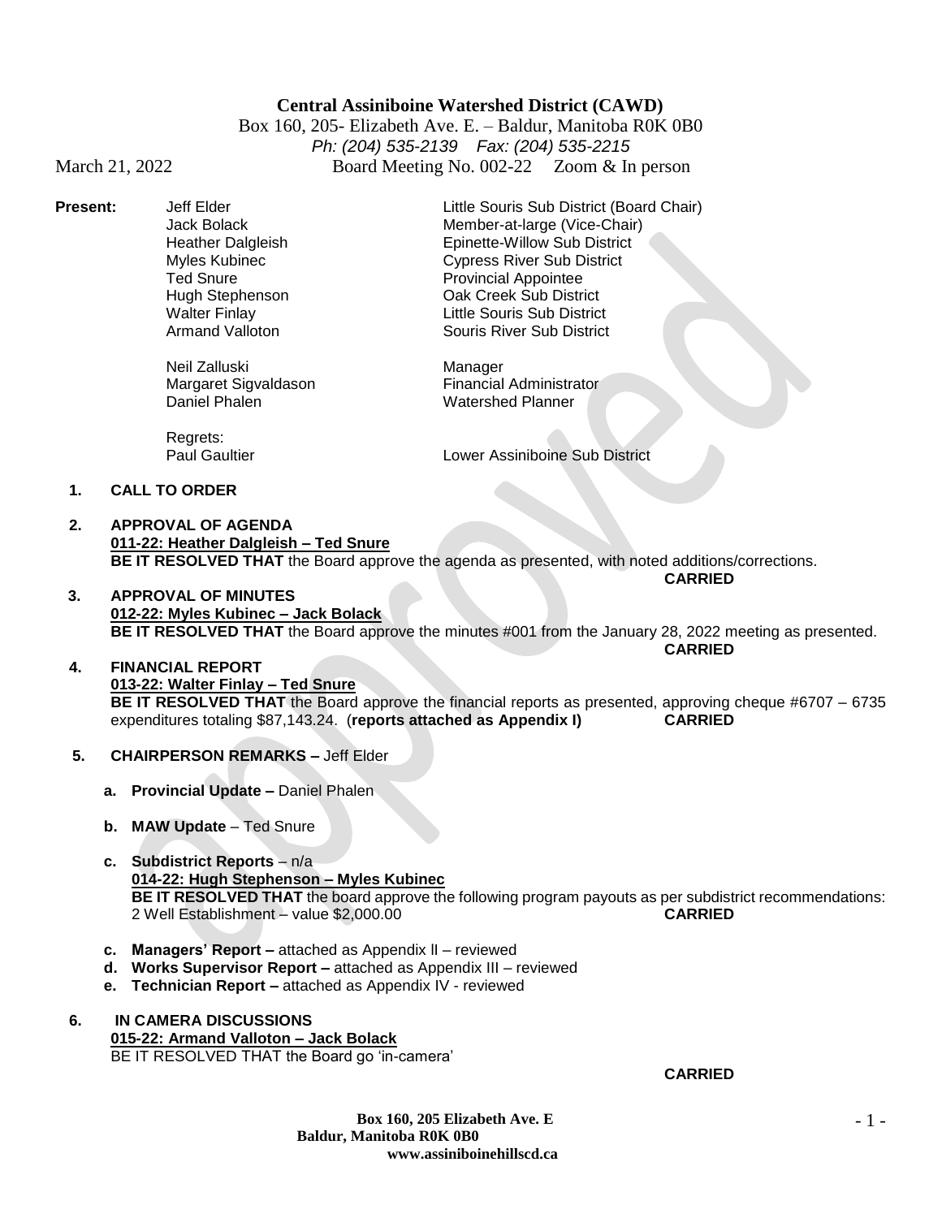# Central Assiniboine Watershed District (CAWD)

Box 160, 205- Elizabeth Ave. E. – Baldur, Manitoba R0K 0B0
*Ph: (204) 535-2139 Fax: (204) 535-2215*

March 21, 2022 Board Meeting No. 002-22 Zoom & In person

**Present:**

| | |
|---|---|
| Jeff Elder | Little Souris Sub District (Board Chair) |
| Jack Bolack | Member-at-large (Vice-Chair) |
| Heather Dalgleish | Epinette-Willow Sub District |
| Myles Kubinec | Cypress River Sub District |
| Ted Snure | Provincial Appointee |
| Hugh Stephenson | Oak Creek Sub District |
| Walter Finlay | Little Souris Sub District |
| Armand Valloton | Souris River Sub District |
| Neil Zalluski | Manager |
| Margaret Sigvaldason | Financial Administrator |
| Daniel Phalen | Watershed Planner |

Regrets:
Paul Gaultier — Lower Assiniboine Sub District

1. **CALL TO ORDER**

2. **APPROVAL OF AGENDA**
   **011-22: Heather Dalgleish – Ted Snure**
   **BE IT RESOLVED THAT** the Board approve the agenda as presented, with noted additions/corrections.
   **CARRIED**

3. **APPROVAL OF MINUTES**
   **012-22: Myles Kubinec – Jack Bolack**
   **BE IT RESOLVED THAT** the Board approve the minutes #001 from the January 28, 2022 meeting as presented.
   **CARRIED**

4. **FINANCIAL REPORT**
   **013-22: Walter Finlay – Ted Snure**
   **BE IT RESOLVED THAT** the Board approve the financial reports as presented, approving cheque #6707 – 6735 expenditures totaling $87,143.24. (**reports attached as Appendix I)** **CARRIED**

5. **CHAIRPERSON REMARKS –** Jeff Elder

   a. **Provincial Update –** Daniel Phalen

   b. **MAW Update** – Ted Snure

   c. **Subdistrict Reports** – n/a
      **014-22: Hugh Stephenson – Myles Kubinec**
      **BE IT RESOLVED THAT** the board approve the following program payouts as per subdistrict recommendations:
      2 Well Establishment – value $2,000.00 **CARRIED**

   c. **Managers' Report –** attached as Appendix II – reviewed

   d. **Works Supervisor Report –** attached as Appendix III – reviewed

   e. **Technician Report –** attached as Appendix IV - reviewed

6. **IN CAMERA DISCUSSIONS**
   **015-22: Armand Valloton – Jack Bolack**
   BE IT RESOLVED THAT the Board go 'in-camera'
   **CARRIED**

**Box 160, 205 Elizabeth Ave. E**
**Baldur, Manitoba R0K 0B0**
**www.assiniboinehillscd.ca**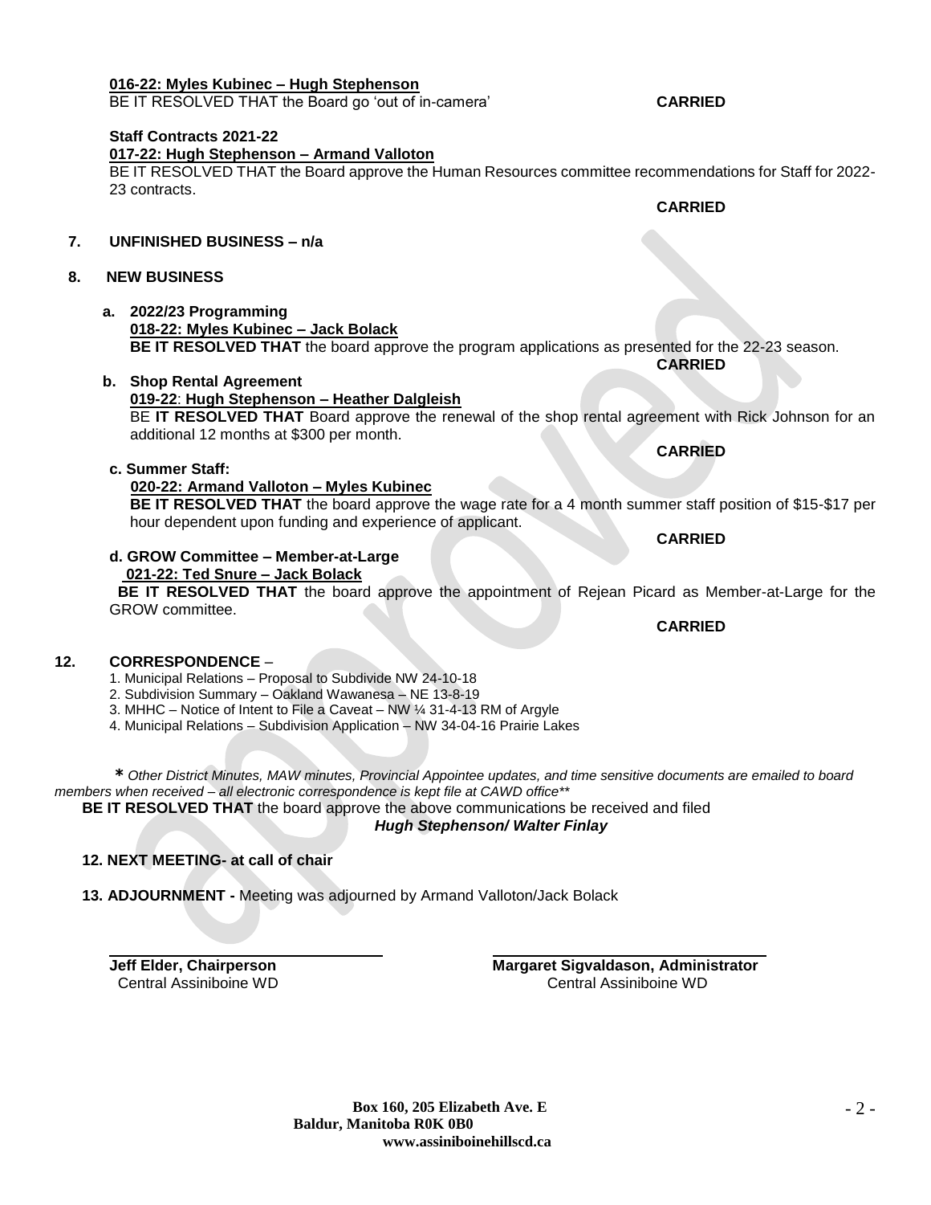**016-22: Myles Kubinec – Hugh Stephenson**

BE IT RESOLVED THAT the Board go 'out of in-camera' **CARRIED**

**Staff Contracts 2021-22**

**017-22: Hugh Stephenson – Armand Valloton**

BE IT RESOLVED THAT the Board approve the Human Resources committee recommendations for Staff for 2022-23 contracts.

**CARRIED**

**7. UNFINISHED BUSINESS – n/a**

**8. NEW BUSINESS**

**a. 2022/23 Programming**

**018-22: Myles Kubinec – Jack Bolack**

**BE IT RESOLVED THAT** the board approve the program applications as presented for the 22-23 season.

**CARRIED**

**b. Shop Rental Agreement**

**019-22: Hugh Stephenson – Heather Dalgleish**

BE **IT RESOLVED THAT** Board approve the renewal of the shop rental agreement with Rick Johnson for an additional 12 months at $300 per month.

**CARRIED**

**c. Summer Staff:**

**020-22: Armand Valloton – Myles Kubinec**

**BE IT RESOLVED THAT** the board approve the wage rate for a 4 month summer staff position of $15-$17 per hour dependent upon funding and experience of applicant.

**CARRIED**

**d. GROW Committee – Member-at-Large**

**021-22: Ted Snure – Jack Bolack**

**BE IT RESOLVED THAT** the board approve the appointment of Rejean Picard as Member-at-Large for the GROW committee.

**CARRIED**

**12. CORRESPONDENCE** –

1. Municipal Relations – Proposal to Subdivide NW 24-10-18
2. Subdivision Summary – Oakland Wawanesa – NE 13-8-19
3. MHHC – Notice of Intent to File a Caveat – NW ¼ 31-4-13 RM of Argyle
4. Municipal Relations – Subdivision Application – NW 34-04-16 Prairie Lakes

*\* Other District Minutes, MAW minutes, Provincial Appointee updates, and time sensitive documents are emailed to board members when received – all electronic correspondence is kept file at CAWD office\*\**

**BE IT RESOLVED THAT** the board approve the above communications be received and filed

***Hugh Stephenson/ Walter Finlay***

**12. NEXT MEETING- at call of chair**

**13. ADJOURNMENT -** Meeting was adjourned by Armand Valloton/Jack Bolack

**Jeff Elder, Chairperson**
Central Assiniboine WD

**Margaret Sigvaldason, Administrator**
Central Assiniboine WD

**Box 160, 205 Elizabeth Ave. E**
**Baldur, Manitoba R0K 0B0**
**www.assiniboinehillscd.ca**